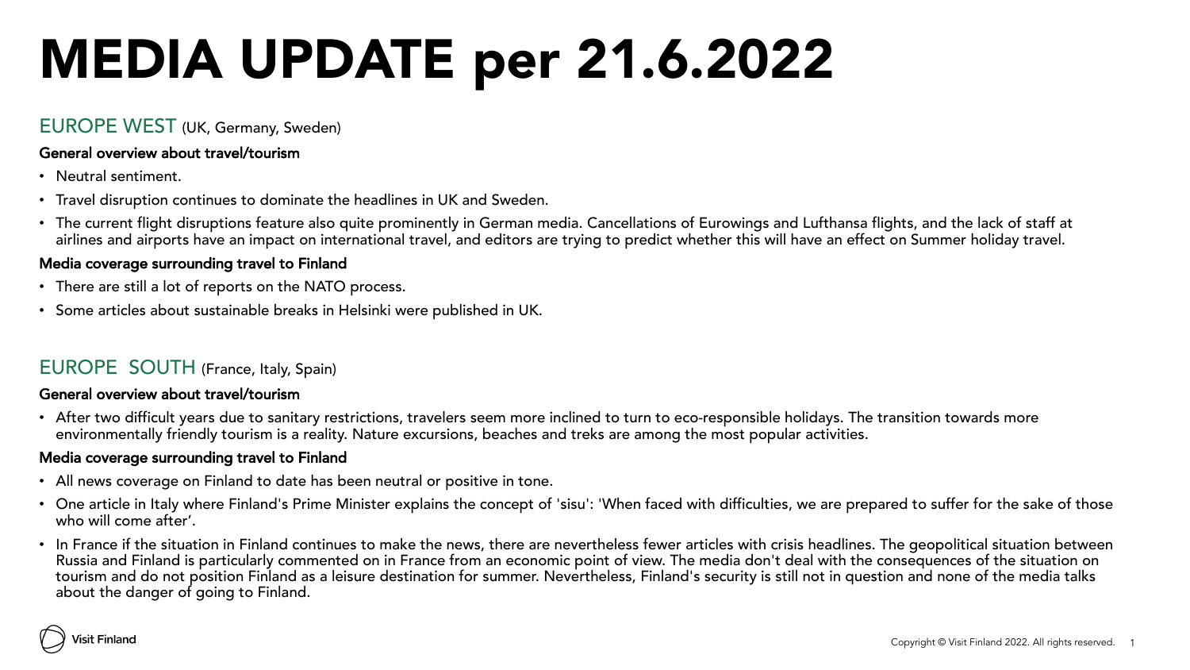# MEDIA UPDATE per 21.6.2022

## EUROPE WEST (UK, Germany, Sweden)

**General overview about travel/tourism**

- Neutral sentiment.
- Travel disruption continues to dominate the headlines in UK and Sweden.
- The current flight disruptions feature also quite prominently in German media. Cancellations of Eurowings and Lufthansa flights, and the lack of staff at airlines and airports have an impact on international travel, and editors are trying to predict whether this will have an effect on Summer holiday travel.

**Media coverage surrounding travel to Finland**

- There are still a lot of reports on the NATO process.
- Some articles about sustainable breaks in Helsinki were published in UK.

## EUROPE SOUTH (France, Italy, Spain)

**General overview about travel/tourism**

- After two difficult years due to sanitary restrictions, travelers seem more inclined to turn to eco-responsible holidays. The transition towards more environmentally friendly tourism is a reality. Nature excursions, beaches and treks are among the most popular activities.

**Media coverage surrounding travel to Finland**

- All news coverage on Finland to date has been neutral or positive in tone.
- One article in Italy where Finland's Prime Minister explains the concept of 'sisu': 'When faced with difficulties, we are prepared to suffer for the sake of those who will come after'.
- In France if the situation in Finland continues to make the news, there are nevertheless fewer articles with crisis headlines. The geopolitical situation between Russia and Finland is particularly commented on in France from an economic point of view. The media don't deal with the consequences of the situation on tourism and do not position Finland as a leisure destination for summer. Nevertheless, Finland's security is still not in question and none of the media talks about the danger of going to Finland.

Visit Finland

Copyright © Visit Finland 2022. All rights reserved.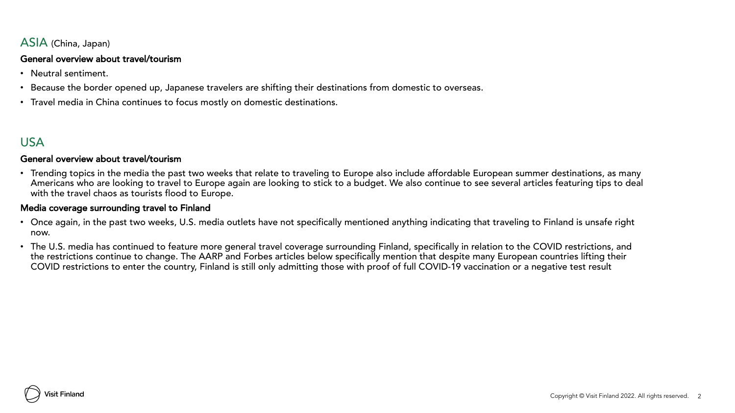## ASIA (China, Japan)

**General overview about travel/tourism**

- Neutral sentiment.
- Because the border opened up, Japanese travelers are shifting their destinations from domestic to overseas.
- Travel media in China continues to focus mostly on domestic destinations.

## USA

**General overview about travel/tourism**

- Trending topics in the media the past two weeks that relate to traveling to Europe also include affordable European summer destinations, as many Americans who are looking to travel to Europe again are looking to stick to a budget. We also continue to see several articles featuring tips to deal with the travel chaos as tourists flood to Europe.

**Media coverage surrounding travel to Finland**

- Once again, in the past two weeks, U.S. media outlets have not specifically mentioned anything indicating that traveling to Finland is unsafe right now.
- The U.S. media has continued to feature more general travel coverage surrounding Finland, specifically in relation to the COVID restrictions, and the restrictions continue to change. The AARP and Forbes articles below specifically mention that despite many European countries lifting their COVID restrictions to enter the country, Finland is still only admitting those with proof of full COVID-19 vaccination or a negative test result